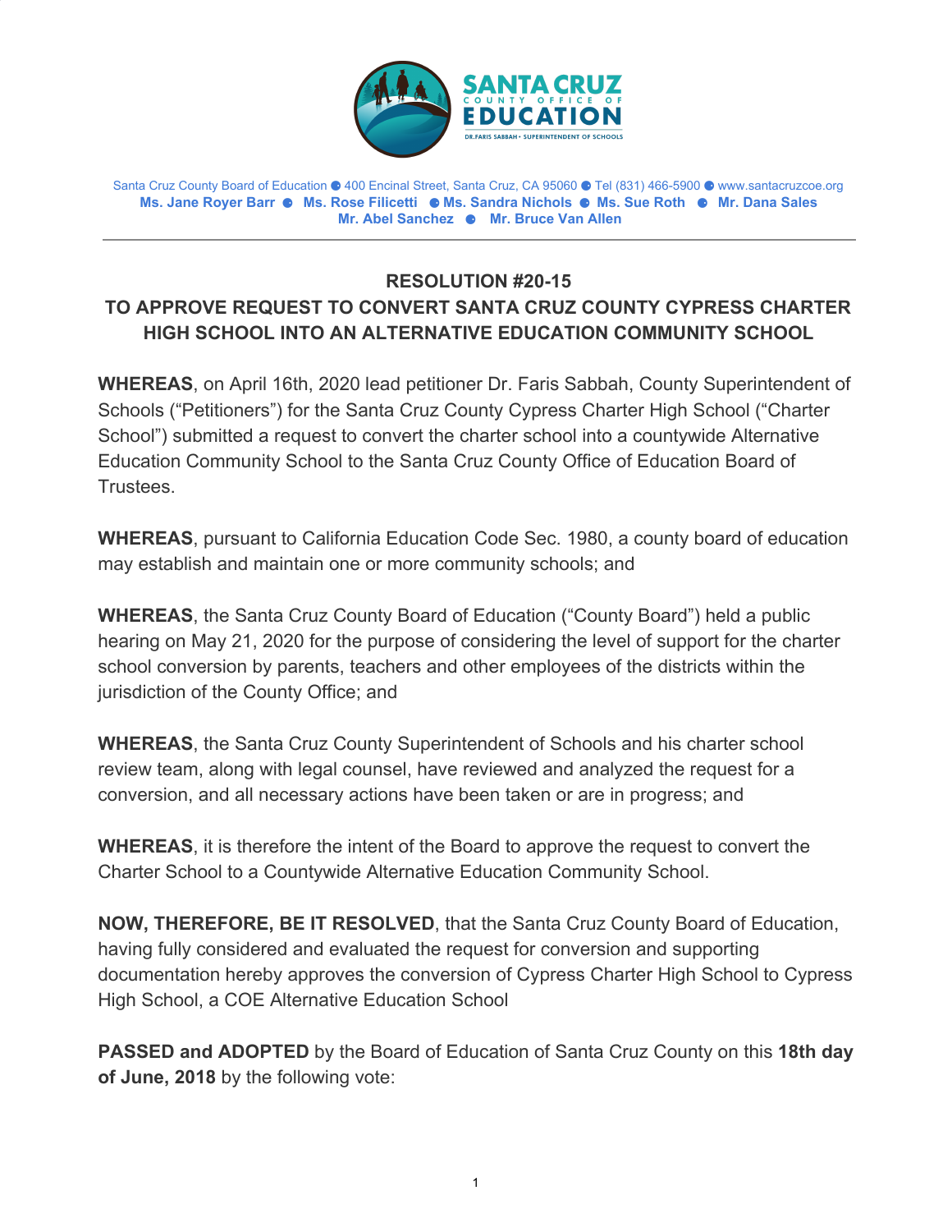**SANTA CRUZ COUNTY OFFICE OF EDUCATION**
DR. FARIS SABBAH • SUPERINTENDENT OF SCHOOLS

Santa Cruz County Board of Education ● 400 Encinal Street, Santa Cruz, CA 95060 ● Tel (831) 466-5900 ● www.santacruzcoe.org
**Ms. Jane Royer Barr ● Ms. Rose Filicetti ● Ms. Sandra Nichols ● Ms. Sue Roth ● Mr. Dana Sales**
**Mr. Abel Sanchez ● Mr. Bruce Van Allen**

---

## RESOLUTION #20-15
## TO APPROVE REQUEST TO CONVERT SANTA CRUZ COUNTY CYPRESS CHARTER HIGH SCHOOL INTO AN ALTERNATIVE EDUCATION COMMUNITY SCHOOL

**WHEREAS**, on April 16th, 2020 lead petitioner Dr. Faris Sabbah, County Superintendent of Schools ("Petitioners") for the Santa Cruz County Cypress Charter High School ("Charter School") submitted a request to convert the charter school into a countywide Alternative Education Community School to the Santa Cruz County Office of Education Board of Trustees.

**WHEREAS**, pursuant to California Education Code Sec. 1980, a county board of education may establish and maintain one or more community schools; and

**WHEREAS**, the Santa Cruz County Board of Education ("County Board") held a public hearing on May 21, 2020 for the purpose of considering the level of support for the charter school conversion by parents, teachers and other employees of the districts within the jurisdiction of the County Office; and

**WHEREAS**, the Santa Cruz County Superintendent of Schools and his charter school review team, along with legal counsel, have reviewed and analyzed the request for a conversion, and all necessary actions have been taken or are in progress; and

**WHEREAS**, it is therefore the intent of the Board to approve the request to convert the Charter School to a Countywide Alternative Education Community School.

**NOW, THEREFORE, BE IT RESOLVED**, that the Santa Cruz County Board of Education, having fully considered and evaluated the request for conversion and supporting documentation hereby approves the conversion of Cypress Charter High School to Cypress High School, a COE Alternative Education School

**PASSED and ADOPTED** by the Board of Education of Santa Cruz County on this **18th day of June, 2018** by the following vote: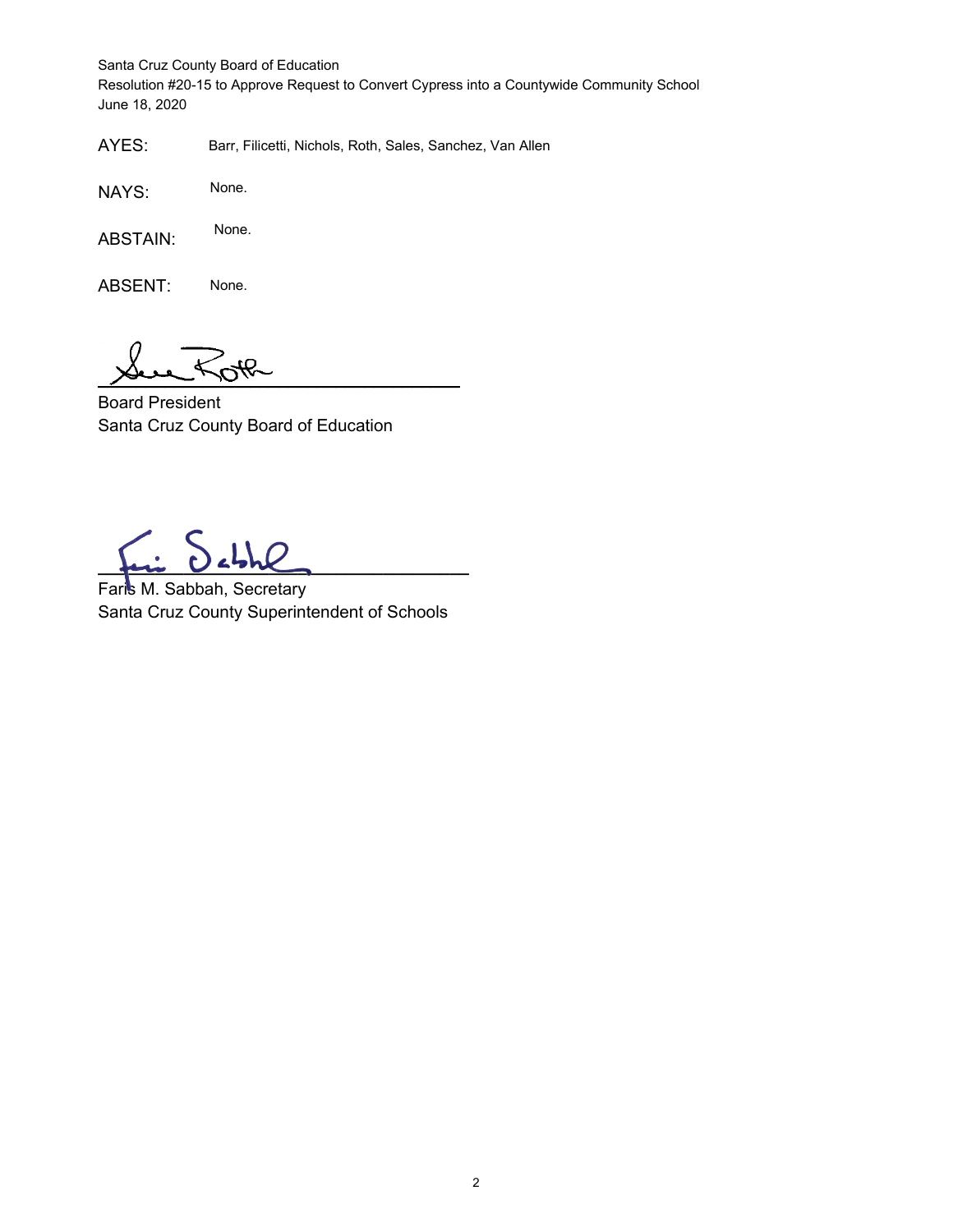Santa Cruz County Board of Education
Resolution #20-15 to Approve Request to Convert Cypress into a Countywide Community School
June 18, 2020

AYES: Barr, Filicetti, Nichols, Roth, Sales, Sanchez, Van Allen

NAYS: None.

ABSTAIN: None.

ABSENT: None.

\_\_\_\_\_\_\_\_\_\_\_\_\_\_\_\_\_\_\_\_\_\_\_\_\_\_\_\_\_\_\_\_\_\_\_\_
Board President
Santa Cruz County Board of Education

\_\_\_\_\_\_\_\_\_\_\_\_\_\_\_\_\_\_\_\_\_\_\_\_\_\_\_\_\_\_\_\_\_\_\_\_
Faris M. Sabbah, Secretary
Santa Cruz County Superintendent of Schools